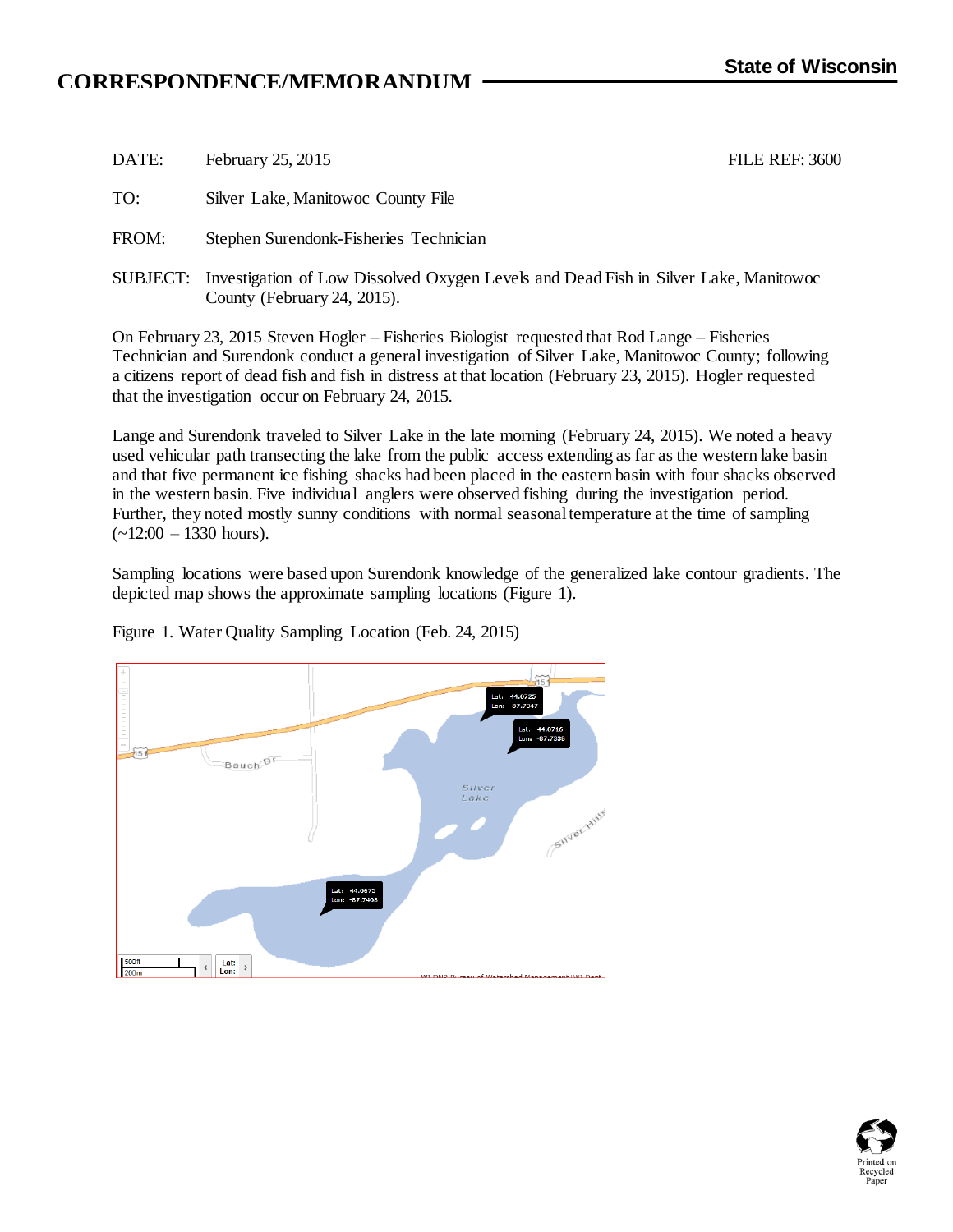# CORRESPONDENCE/MEMORANDUM

**State of Wisconsin**

DATE: February 25, 2015 FILE REF: 3600

TO: Silver Lake, Manitowoc County File

FROM: Stephen Surendonk-Fisheries Technician

SUBJECT: Investigation of Low Dissolved Oxygen Levels and Dead Fish in Silver Lake, Manitowoc County (February 24, 2015).

On February 23, 2015 Steven Hogler – Fisheries Biologist requested that Rod Lange – Fisheries Technician and Surendonk conduct a general investigation of Silver Lake, Manitowoc County; following a citizens report of dead fish and fish in distress at that location (February 23, 2015). Hogler requested that the investigation occur on February 24, 2015.

Lange and Surendonk traveled to Silver Lake in the late morning (February 24, 2015). We noted a heavy used vehicular path transecting the lake from the public access extending as far as the western lake basin and that five permanent ice fishing shacks had been placed in the eastern basin with four shacks observed in the western basin. Five individual anglers were observed fishing during the investigation period. Further, they noted mostly sunny conditions with normal seasonal temperature at the time of sampling (~12:00 – 1330 hours).

Sampling locations were based upon Surendonk knowledge of the generalized lake contour gradients. The depicted map shows the approximate sampling locations (Figure 1).

Figure 1. Water Quality Sampling Location (Feb. 24, 2015)

Lat: 44.0725 Lon: -87.7347

Lat: 44.0716 Lon: -87.7338

Lat: 44.0675 Lon: -87.7408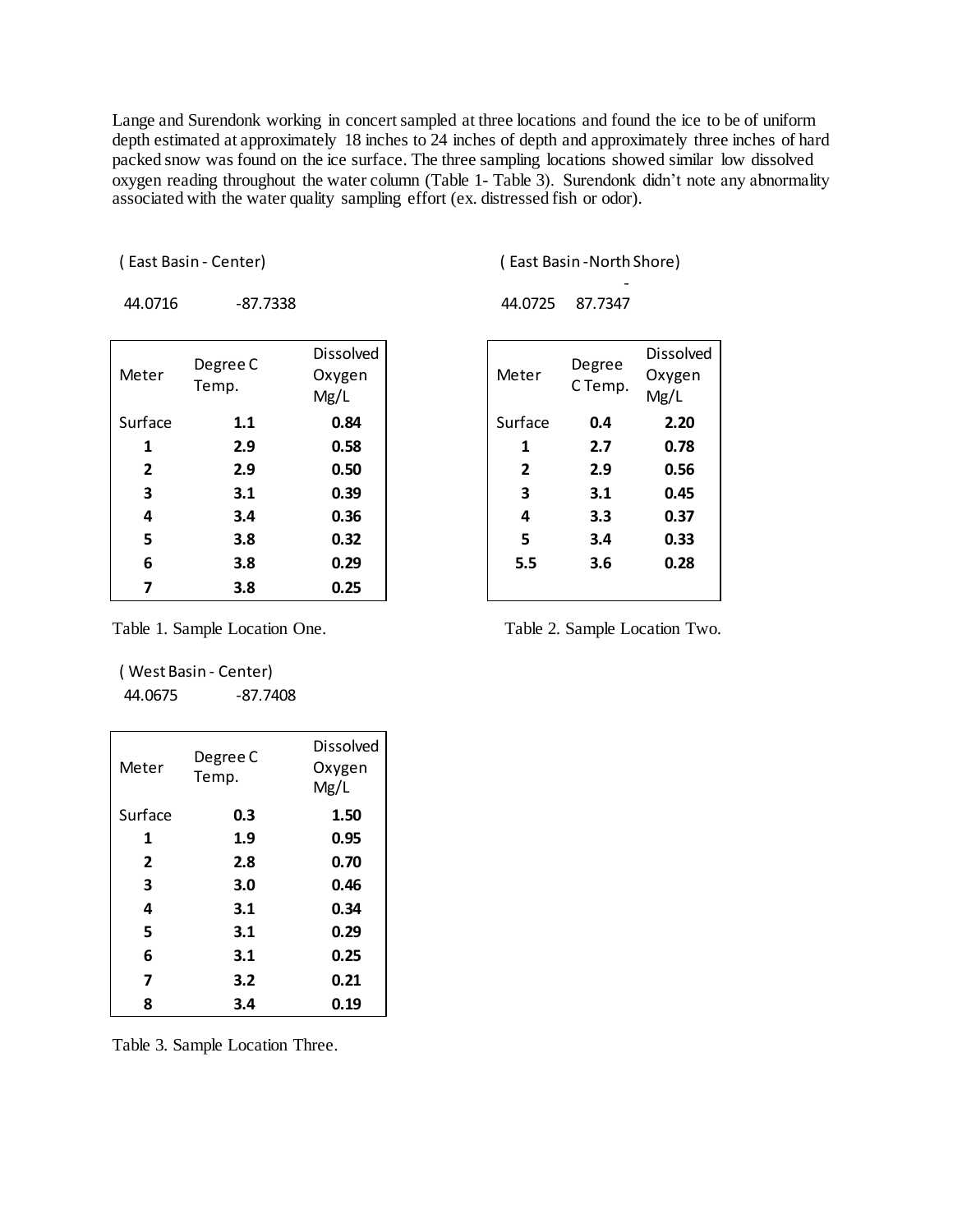Lange and Surendonk working in concert sampled at three locations and found the ice to be of uniform depth estimated at approximately 18 inches to 24 inches of depth and approximately three inches of hard packed snow was found on the ice surface. The three sampling locations showed similar low dissolved oxygen reading throughout the water column (Table 1- Table 3). Surendonk didn't note any abnormality associated with the water quality sampling effort (ex. distressed fish or odor).

( East Basin - Center)

44.0716 -87.7338

| Meter | Degree C Temp. | Dissolved Oxygen Mg/L |
|---|---|---|
| Surface | **1.1** | **0.84** |
| **1** | **2.9** | **0.58** |
| **2** | **2.9** | **0.50** |
| **3** | **3.1** | **0.39** |
| **4** | **3.4** | **0.36** |
| **5** | **3.8** | **0.32** |
| **6** | **3.8** | **0.29** |
| **7** | **3.8** | **0.25** |

Table 1. Sample Location One.

( East Basin -North Shore)

44.0725 -87.7347

| Meter | Degree C Temp. | Dissolved Oxygen Mg/L |
|---|---|---|
| Surface | **0.4** | **2.20** |
| **1** | **2.7** | **0.78** |
| **2** | **2.9** | **0.56** |
| **3** | **3.1** | **0.45** |
| **4** | **3.3** | **0.37** |
| **5** | **3.4** | **0.33** |
| **5.5** | **3.6** | **0.28** |

Table 2. Sample Location Two.

( West Basin - Center)

44.0675 -87.7408

| Meter | Degree C Temp. | Dissolved Oxygen Mg/L |
|---|---|---|
| Surface | **0.3** | **1.50** |
| **1** | **1.9** | **0.95** |
| **2** | **2.8** | **0.70** |
| **3** | **3.0** | **0.46** |
| **4** | **3.1** | **0.34** |
| **5** | **3.1** | **0.29** |
| **6** | **3.1** | **0.25** |
| **7** | **3.2** | **0.21** |
| **8** | **3.4** | **0.19** |

Table 3. Sample Location Three.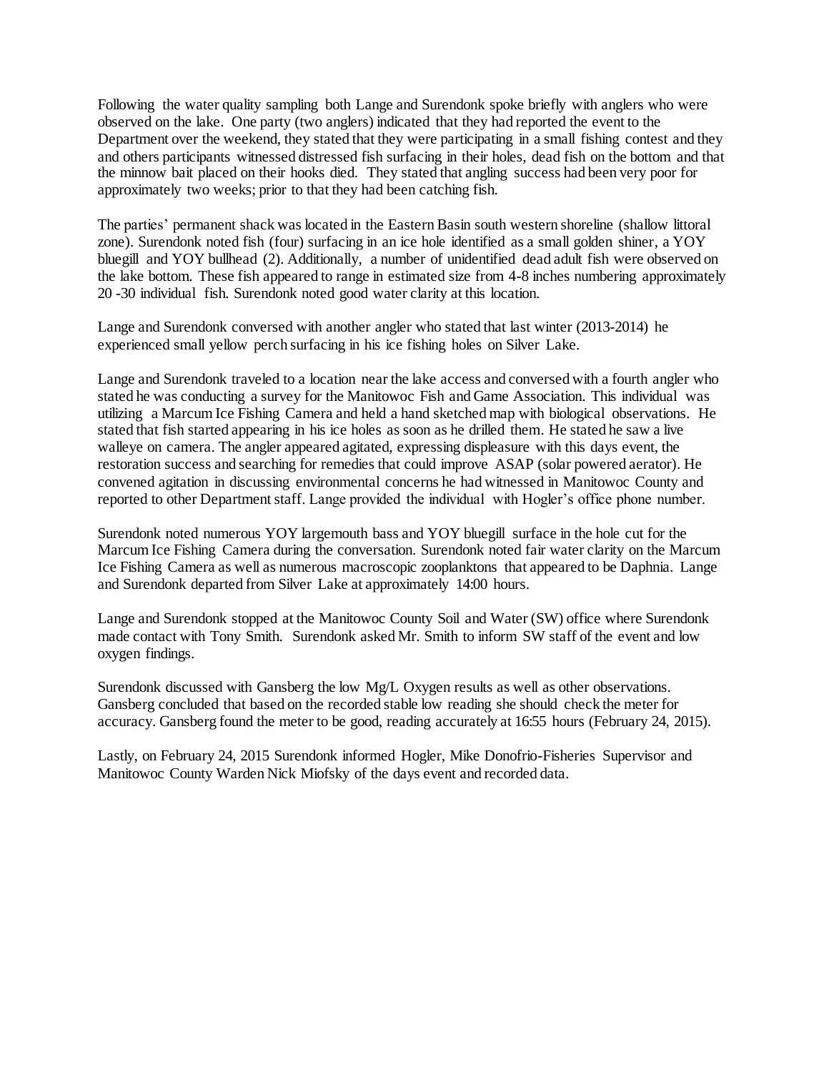Following the water quality sampling both Lange and Surendonk spoke briefly with anglers who were observed on the lake. One party (two anglers) indicated that they had reported the event to the Department over the weekend, they stated that they were participating in a small fishing contest and they and others participants witnessed distressed fish surfacing in their holes, dead fish on the bottom and that the minnow bait placed on their hooks died. They stated that angling success had been very poor for approximately two weeks; prior to that they had been catching fish.

The parties' permanent shack was located in the Eastern Basin south western shoreline (shallow littoral zone). Surendonk noted fish (four) surfacing in an ice hole identified as a small golden shiner, a YOY bluegill and YOY bullhead (2). Additionally, a number of unidentified dead adult fish were observed on the lake bottom. These fish appeared to range in estimated size from 4-8 inches numbering approximately 20 -30 individual fish. Surendonk noted good water clarity at this location.

Lange and Surendonk conversed with another angler who stated that last winter (2013-2014) he experienced small yellow perch surfacing in his ice fishing holes on Silver Lake.

Lange and Surendonk traveled to a location near the lake access and conversed with a fourth angler who stated he was conducting a survey for the Manitowoc Fish and Game Association. This individual was utilizing a Marcum Ice Fishing Camera and held a hand sketched map with biological observations. He stated that fish started appearing in his ice holes as soon as he drilled them. He stated he saw a live walleye on camera. The angler appeared agitated, expressing displeasure with this days event, the restoration success and searching for remedies that could improve ASAP (solar powered aerator). He convened agitation in discussing environmental concerns he had witnessed in Manitowoc County and reported to other Department staff. Lange provided the individual with Hogler's office phone number.

Surendonk noted numerous YOY largemouth bass and YOY bluegill surface in the hole cut for the Marcum Ice Fishing Camera during the conversation. Surendonk noted fair water clarity on the Marcum Ice Fishing Camera as well as numerous macroscopic zooplanktons that appeared to be Daphnia. Lange and Surendonk departed from Silver Lake at approximately 14:00 hours.

Lange and Surendonk stopped at the Manitowoc County Soil and Water (SW) office where Surendonk made contact with Tony Smith. Surendonk asked Mr. Smith to inform SW staff of the event and low oxygen findings.

Surendonk discussed with Gansberg the low Mg/L Oxygen results as well as other observations. Gansberg concluded that based on the recorded stable low reading she should check the meter for accuracy. Gansberg found the meter to be good, reading accurately at 16:55 hours (February 24, 2015).

Lastly, on February 24, 2015 Surendonk informed Hogler, Mike Donofrio-Fisheries Supervisor and Manitowoc County Warden Nick Miofsky of the days event and recorded data.